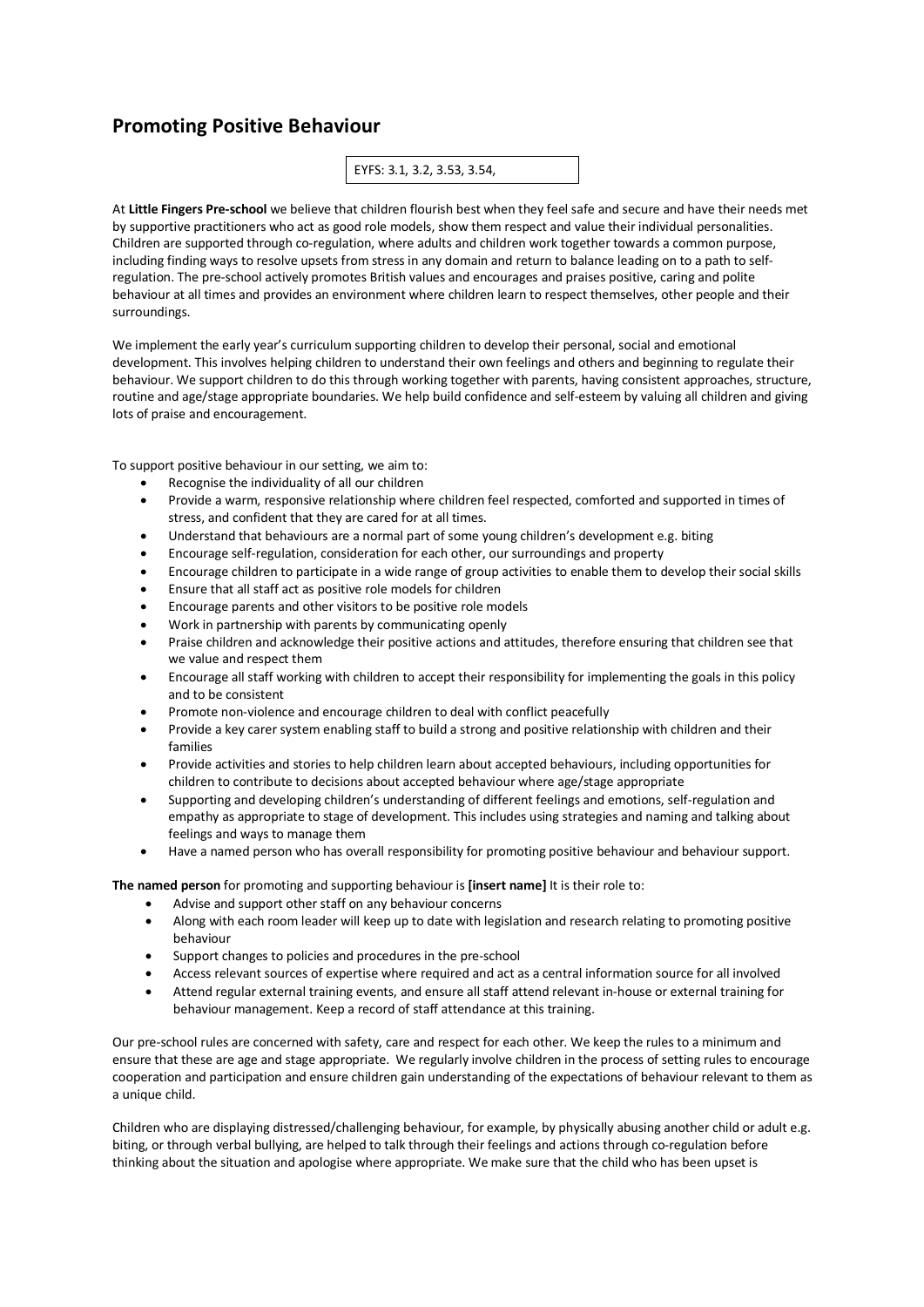# Promoting Positive Behaviour

EYFS: 3.1, 3.2, 3.53, 3.54,

At **Little Fingers Pre-school** we believe that children flourish best when they feel safe and secure and have their needs met by supportive practitioners who act as good role models, show them respect and value their individual personalities. Children are supported through co-regulation, where adults and children work together towards a common purpose, including finding ways to resolve upsets from stress in any domain and return to balance leading on to a path to self-regulation. The pre-school actively promotes British values and encourages and praises positive, caring and polite behaviour at all times and provides an environment where children learn to respect themselves, other people and their surroundings.

We implement the early year's curriculum supporting children to develop their personal, social and emotional development. This involves helping children to understand their own feelings and others and beginning to regulate their behaviour. We support children to do this through working together with parents, having consistent approaches, structure, routine and age/stage appropriate boundaries. We help build confidence and self-esteem by valuing all children and giving lots of praise and encouragement.

To support positive behaviour in our setting, we aim to:

- Recognise the individuality of all our children
- Provide a warm, responsive relationship where children feel respected, comforted and supported in times of stress, and confident that they are cared for at all times.
- Understand that behaviours are a normal part of some young children's development e.g. biting
- Encourage self-regulation, consideration for each other, our surroundings and property
- Encourage children to participate in a wide range of group activities to enable them to develop their social skills
- Ensure that all staff act as positive role models for children
- Encourage parents and other visitors to be positive role models
- Work in partnership with parents by communicating openly
- Praise children and acknowledge their positive actions and attitudes, therefore ensuring that children see that we value and respect them
- Encourage all staff working with children to accept their responsibility for implementing the goals in this policy and to be consistent
- Promote non-violence and encourage children to deal with conflict peacefully
- Provide a key carer system enabling staff to build a strong and positive relationship with children and their families
- Provide activities and stories to help children learn about accepted behaviours, including opportunities for children to contribute to decisions about accepted behaviour where age/stage appropriate
- Supporting and developing children's understanding of different feelings and emotions, self-regulation and empathy as appropriate to stage of development. This includes using strategies and naming and talking about feelings and ways to manage them
- Have a named person who has overall responsibility for promoting positive behaviour and behaviour support.

**The named person** for promoting and supporting behaviour is **[insert name]** It is their role to:

- Advise and support other staff on any behaviour concerns
- Along with each room leader will keep up to date with legislation and research relating to promoting positive behaviour
- Support changes to policies and procedures in the pre-school
- Access relevant sources of expertise where required and act as a central information source for all involved
- Attend regular external training events, and ensure all staff attend relevant in-house or external training for behaviour management. Keep a record of staff attendance at this training.

Our pre-school rules are concerned with safety, care and respect for each other. We keep the rules to a minimum and ensure that these are age and stage appropriate. We regularly involve children in the process of setting rules to encourage cooperation and participation and ensure children gain understanding of the expectations of behaviour relevant to them as a unique child.

Children who are displaying distressed/challenging behaviour, for example, by physically abusing another child or adult e.g. biting, or through verbal bullying, are helped to talk through their feelings and actions through co-regulation before thinking about the situation and apologise where appropriate. We make sure that the child who has been upset is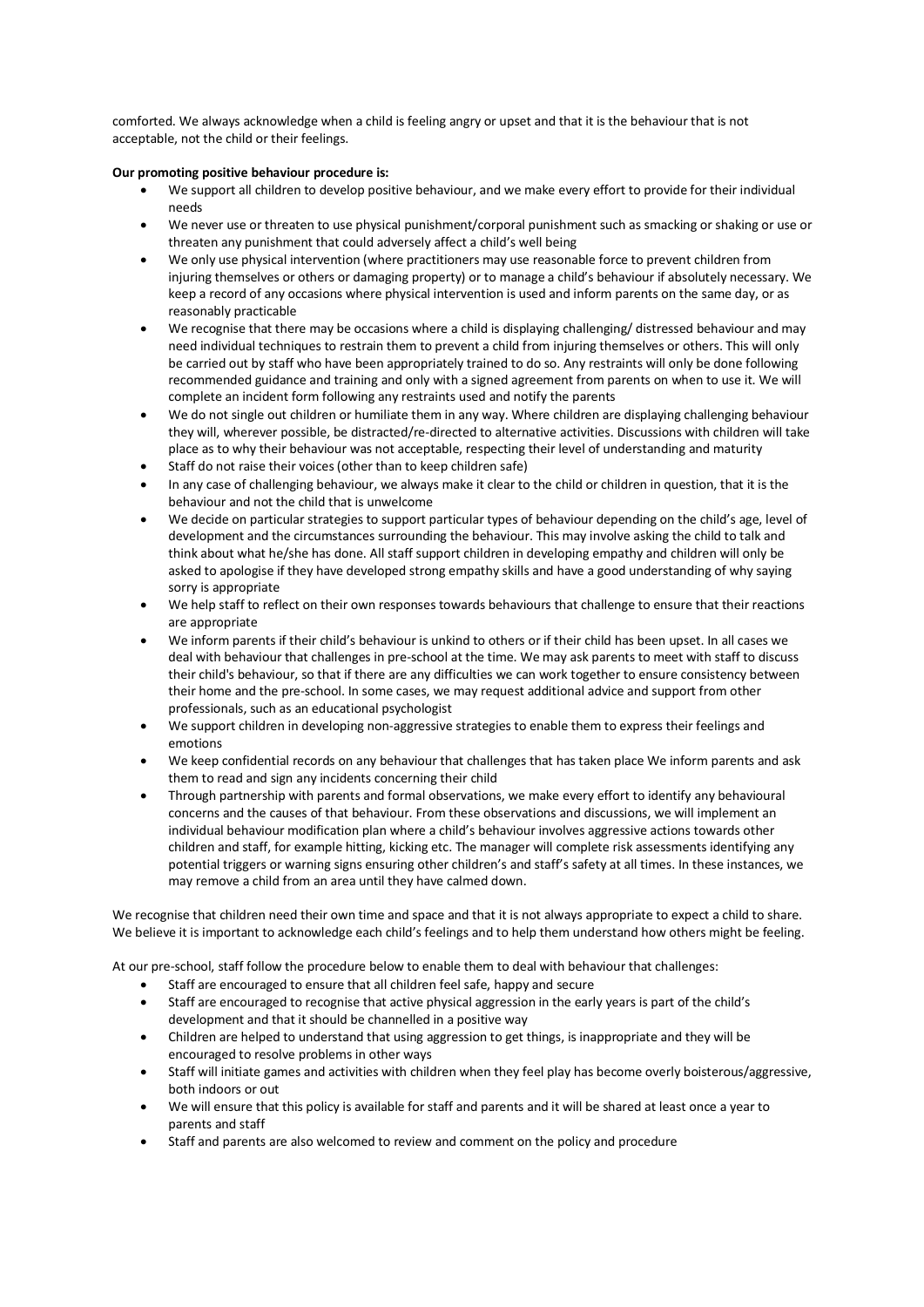comforted. We always acknowledge when a child is feeling angry or upset and that it is the behaviour that is not acceptable, not the child or their feelings.

**Our promoting positive behaviour procedure is:**

- We support all children to develop positive behaviour, and we make every effort to provide for their individual needs
- We never use or threaten to use physical punishment/corporal punishment such as smacking or shaking or use or threaten any punishment that could adversely affect a child's well being
- We only use physical intervention (where practitioners may use reasonable force to prevent children from injuring themselves or others or damaging property) or to manage a child's behaviour if absolutely necessary. We keep a record of any occasions where physical intervention is used and inform parents on the same day, or as reasonably practicable
- We recognise that there may be occasions where a child is displaying challenging/ distressed behaviour and may need individual techniques to restrain them to prevent a child from injuring themselves or others. This will only be carried out by staff who have been appropriately trained to do so. Any restraints will only be done following recommended guidance and training and only with a signed agreement from parents on when to use it. We will complete an incident form following any restraints used and notify the parents
- We do not single out children or humiliate them in any way. Where children are displaying challenging behaviour they will, wherever possible, be distracted/re-directed to alternative activities. Discussions with children will take place as to why their behaviour was not acceptable, respecting their level of understanding and maturity
- Staff do not raise their voices (other than to keep children safe)
- In any case of challenging behaviour, we always make it clear to the child or children in question, that it is the behaviour and not the child that is unwelcome
- We decide on particular strategies to support particular types of behaviour depending on the child's age, level of development and the circumstances surrounding the behaviour. This may involve asking the child to talk and think about what he/she has done. All staff support children in developing empathy and children will only be asked to apologise if they have developed strong empathy skills and have a good understanding of why saying sorry is appropriate
- We help staff to reflect on their own responses towards behaviours that challenge to ensure that their reactions are appropriate
- We inform parents if their child's behaviour is unkind to others or if their child has been upset. In all cases we deal with behaviour that challenges in pre-school at the time. We may ask parents to meet with staff to discuss their child's behaviour, so that if there are any difficulties we can work together to ensure consistency between their home and the pre-school. In some cases, we may request additional advice and support from other professionals, such as an educational psychologist
- We support children in developing non-aggressive strategies to enable them to express their feelings and emotions
- We keep confidential records on any behaviour that challenges that has taken place We inform parents and ask them to read and sign any incidents concerning their child
- Through partnership with parents and formal observations, we make every effort to identify any behavioural concerns and the causes of that behaviour. From these observations and discussions, we will implement an individual behaviour modification plan where a child's behaviour involves aggressive actions towards other children and staff, for example hitting, kicking etc. The manager will complete risk assessments identifying any potential triggers or warning signs ensuring other children's and staff's safety at all times. In these instances, we may remove a child from an area until they have calmed down.

We recognise that children need their own time and space and that it is not always appropriate to expect a child to share. We believe it is important to acknowledge each child's feelings and to help them understand how others might be feeling.

At our pre-school, staff follow the procedure below to enable them to deal with behaviour that challenges:

- Staff are encouraged to ensure that all children feel safe, happy and secure
- Staff are encouraged to recognise that active physical aggression in the early years is part of the child's development and that it should be channelled in a positive way
- Children are helped to understand that using aggression to get things, is inappropriate and they will be encouraged to resolve problems in other ways
- Staff will initiate games and activities with children when they feel play has become overly boisterous/aggressive, both indoors or out
- We will ensure that this policy is available for staff and parents and it will be shared at least once a year to parents and staff
- Staff and parents are also welcomed to review and comment on the policy and procedure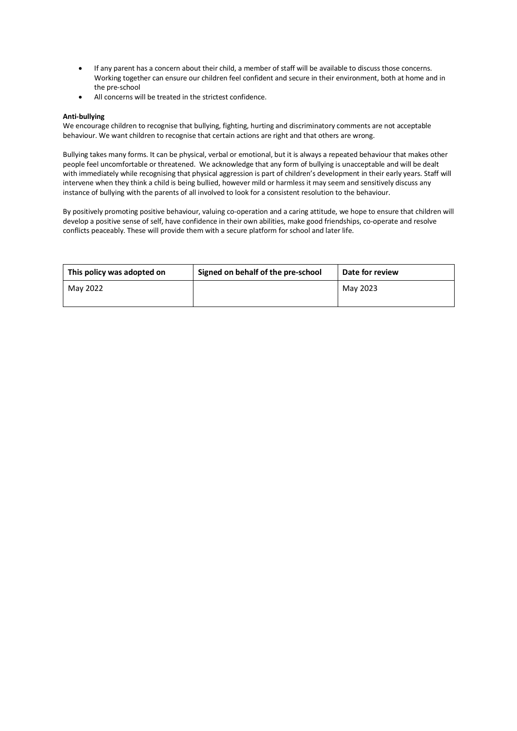- If any parent has a concern about their child, a member of staff will be available to discuss those concerns. Working together can ensure our children feel confident and secure in their environment, both at home and in the pre-school
- All concerns will be treated in the strictest confidence.

**Anti-bullying**

We encourage children to recognise that bullying, fighting, hurting and discriminatory comments are not acceptable behaviour. We want children to recognise that certain actions are right and that others are wrong.

Bullying takes many forms. It can be physical, verbal or emotional, but it is always a repeated behaviour that makes other people feel uncomfortable or threatened. We acknowledge that any form of bullying is unacceptable and will be dealt with immediately while recognising that physical aggression is part of children's development in their early years. Staff will intervene when they think a child is being bullied, however mild or harmless it may seem and sensitively discuss any instance of bullying with the parents of all involved to look for a consistent resolution to the behaviour.

By positively promoting positive behaviour, valuing co-operation and a caring attitude, we hope to ensure that children will develop a positive sense of self, have confidence in their own abilities, make good friendships, co-operate and resolve conflicts peaceably. These will provide them with a secure platform for school and later life.

| This policy was adopted on | Signed on behalf of the pre-school | Date for review |
|---|---|---|
| May 2022 | | May 2023 |